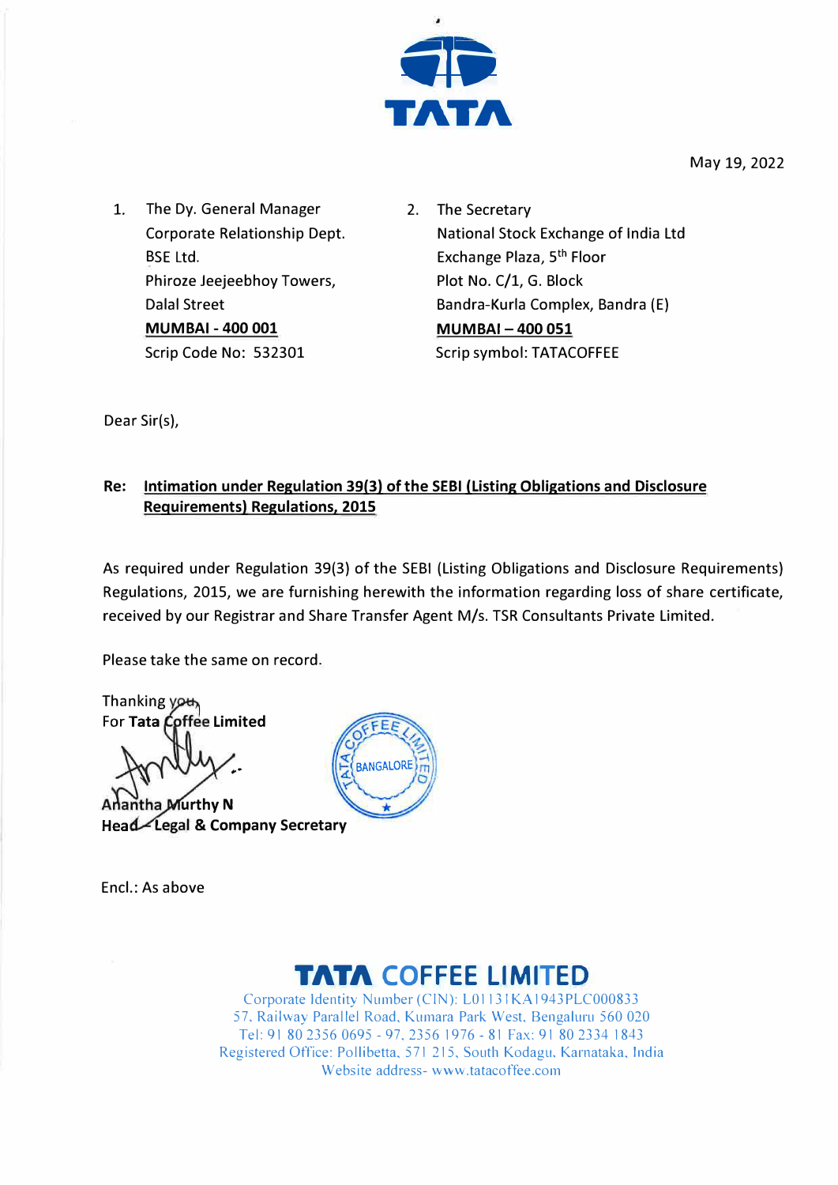TATA

May 19, 2022

1. The Dy. General Manager
   Corporate Relationship Dept.
   BSE Ltd.
   Phiroze Jeejeebhoy Towers,
   Dalal Street
   **MUMBAI - 400 001**
   Scrip Code No: 532301

2. The Secretary
   National Stock Exchange of India Ltd
   Exchange Plaza, 5th Floor
   Plot No. C/1, G. Block
   Bandra-Kurla Complex, Bandra (E)
   **MUMBAI – 400 051**
   Scrip symbol: TATACOFFEE

Dear Sir(s),

**Re: Intimation under Regulation 39(3) of the SEBI (Listing Obligations and Disclosure Requirements) Regulations, 2015**

As required under Regulation 39(3) of the SEBI (Listing Obligations and Disclosure Requirements) Regulations, 2015, we are furnishing herewith the information regarding loss of share certificate, received by our Registrar and Share Transfer Agent M/s. TSR Consultants Private Limited.

Please take the same on record.

Thanking you,
For **Tata Coffee Limited**

**Anantha Murthy N**
**Head - Legal & Company Secretary**

Encl.: As above

**TATA COFFEE LIMITED**
Corporate Identity Number (CIN): L01131KA1943PLC000833
57, Railway Parallel Road, Kumara Park West, Bengaluru 560 020
Tel: 91 80 2356 0695 - 97, 2356 1976 - 81 Fax: 91 80 2334 1843
Registered Office: Pollibetta, 571 215, South Kodagu, Karnataka, India
Website address- www.tatacoffee.com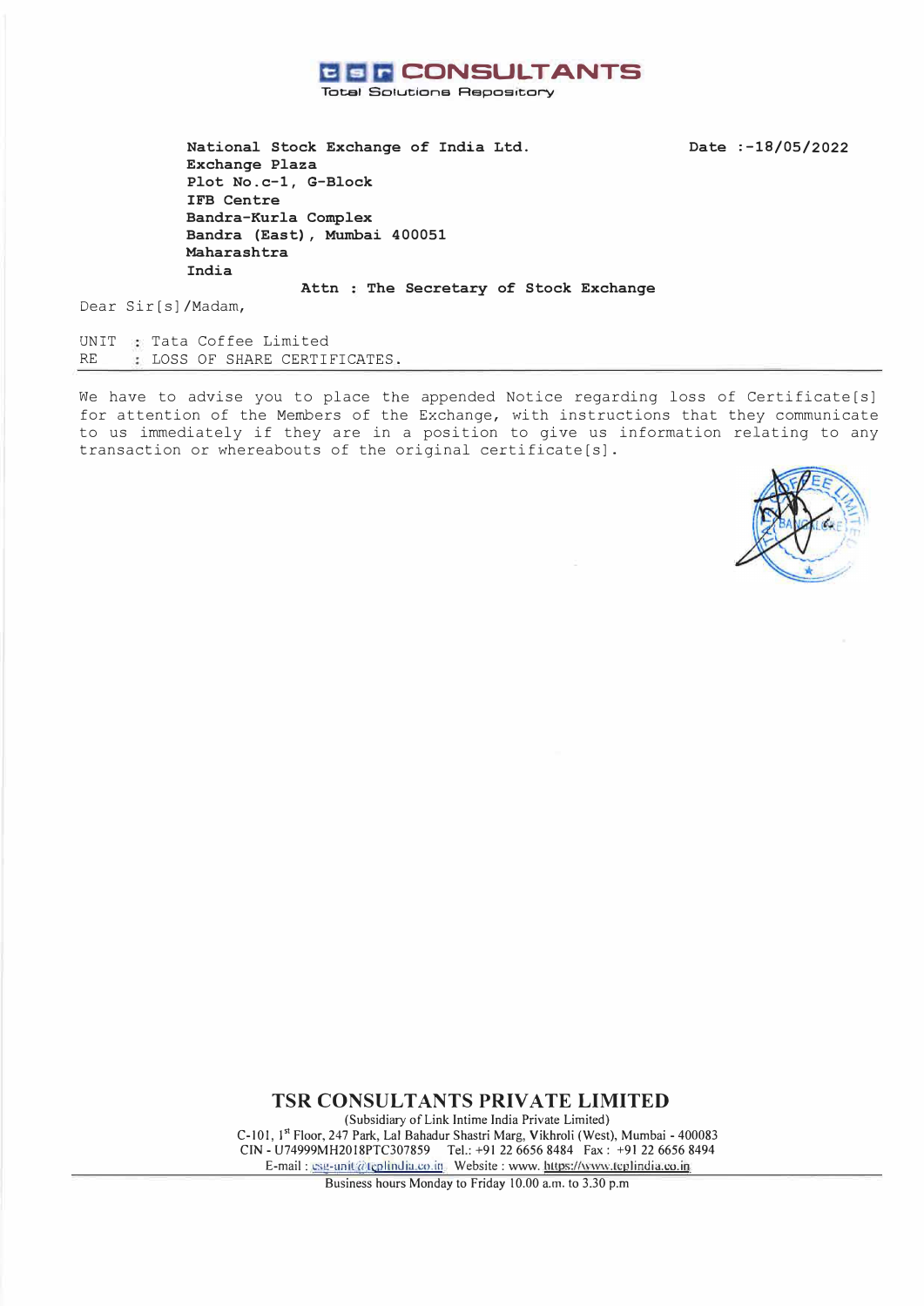**TSR CONSULTANTS**
Total Solutions Repository

**National Stock Exchange of India Ltd.**
**Exchange Plaza**
**Plot No.c-1, G-Block**
**IFB Centre**
**Bandra-Kurla Complex**
**Bandra (East), Mumbai 400051**
**Maharashtra**
**India**

**Date :-18/05/2022**

**Attn : The Secretary of Stock Exchange**

Dear Sir[s]/Madam,

UNIT : Tata Coffee Limited
RE : LOSS OF SHARE CERTIFICATES.

We have to advise you to place the appended Notice regarding loss of Certificate[s] for attention of the Members of the Exchange, with instructions that they communicate to us immediately if they are in a position to give us information relating to any transaction or whereabouts of the original certificate[s].

**TSR CONSULTANTS PRIVATE LIMITED**
(Subsidiary of Link Intime India Private Limited)
C-101, 1st Floor, 247 Park, Lal Bahadur Shastri Marg, Vikhroli (West), Mumbai - 400083
CIN - U74999MH2018PTC307859 Tel.: +91 22 6656 8484 Fax : +91 22 6656 8494
E-mail : csg-unit@tcplindia.co.in Website : www. https://www.tcplindia.co.in
Business hours Monday to Friday 10.00 a.m. to 3.30 p.m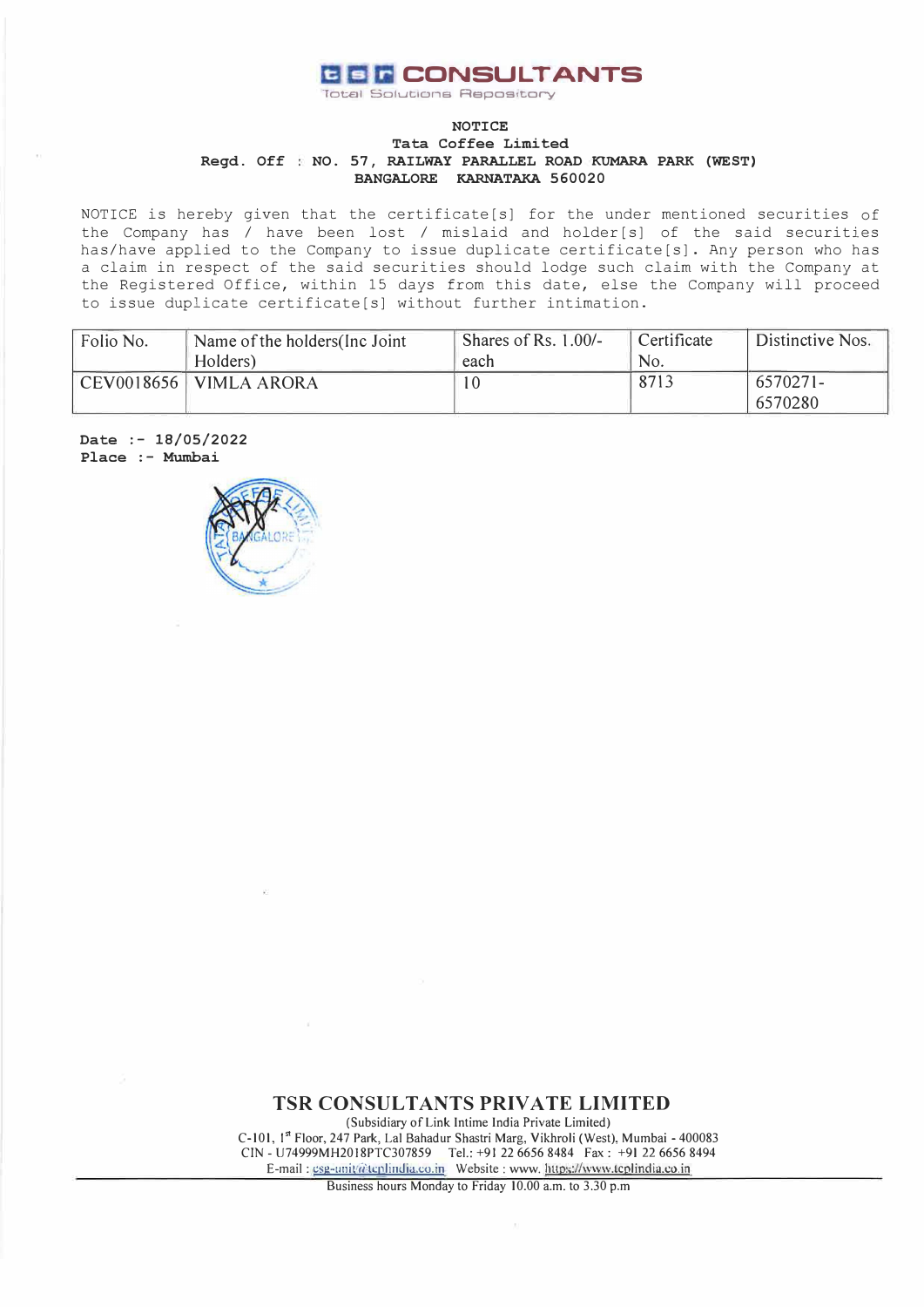# TSR CONSULTANTS

Total Solutions Repository

**NOTICE**

**Tata Coffee Limited**

**Regd. Off : NO. 57, RAILWAY PARALLEL ROAD KUMARA PARK (WEST)**
**BANGALORE KARNATAKA 560020**

NOTICE is hereby given that the certificate[s] for the under mentioned securities of the Company has / have been lost / mislaid and holder[s] of the said securities has/have applied to the Company to issue duplicate certificate[s]. Any person who has a claim in respect of the said securities should lodge such claim with the Company at the Registered Office, within 15 days from this date, else the Company will proceed to issue duplicate certificate[s] without further intimation.

| Folio No. | Name of the holders(Inc Joint Holders) | Shares of Rs. 1.00/- each | Certificate No. | Distinctive Nos. |
|---|---|---|---|---|
| CEV0018656 | VIMLA ARORA | 10 | 8713 | 6570271-6570280 |

**Date :- 18/05/2022**
**Place :- Mumbai**

**TSR CONSULTANTS PRIVATE LIMITED**

(Subsidiary of Link Intime India Private Limited)
C-101, 1st Floor, 247 Park, Lal Bahadur Shastri Marg, Vikhroli (West), Mumbai - 400083
CIN - U74999MH2018PTC307859 Tel.: +91 22 6656 8484 Fax : +91 22 6656 8494
E-mail : csg-unit@tcplindia.co.in Website : www. https://www.tcplindia.co.in
Business hours Monday to Friday 10.00 a.m. to 3.30 p.m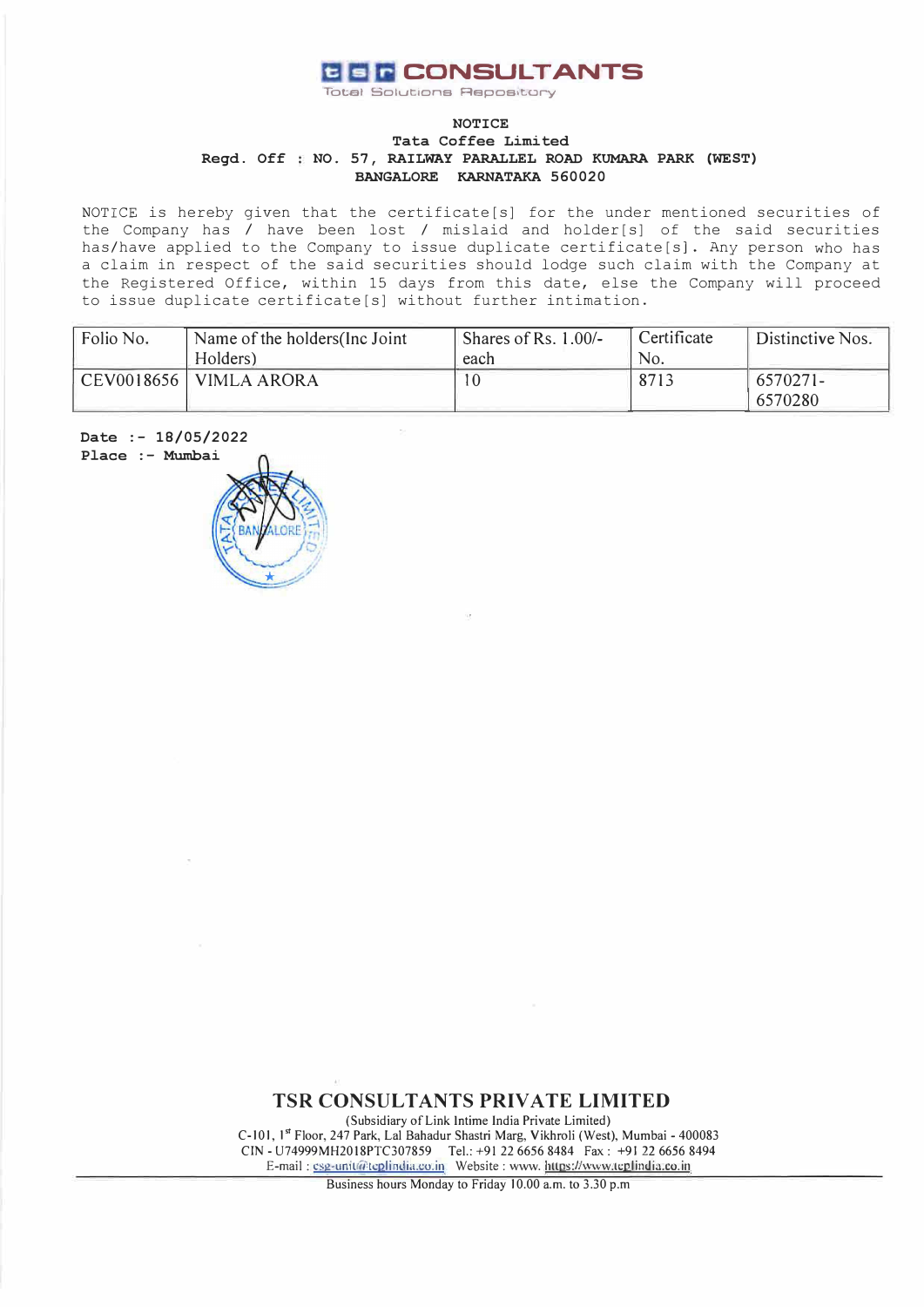**tsr CONSULTANTS**
Total Solutions Repository

**NOTICE**
**Tata Coffee Limited**
**Regd. Off : NO. 57, RAILWAY PARALLEL ROAD KUMARA PARK (WEST)**
**BANGALORE KARNATAKA 560020**

NOTICE is hereby given that the certificate[s] for the under mentioned securities of the Company has / have been lost / mislaid and holder[s] of the said securities has/have applied to the Company to issue duplicate certificate[s]. Any person who has a claim in respect of the said securities should lodge such claim with the Company at the Registered Office, within 15 days from this date, else the Company will proceed to issue duplicate certificate[s] without further intimation.

| Folio No. | Name of the holders(Inc Joint Holders) | Shares of Rs. 1.00/- each | Certificate No. | Distinctive Nos. |
|---|---|---|---|---|
| CEV0018656 | VIMLA ARORA | 10 | 8713 | 6570271-6570280 |

**Date :- 18/05/2022**
**Place :- Mumbai**

TATA COFFEE LIMITED BANGALORE

**TSR CONSULTANTS PRIVATE LIMITED**
(Subsidiary of Link Intime India Private Limited)
C-101, 1st Floor, 247 Park, Lal Bahadur Shastri Marg, Vikhroli (West), Mumbai - 400083
CIN - U74999MH2018PTC307859 Tel.: +91 22 6656 8484 Fax : +91 22 6656 8494
E-mail : csg-unit@tcplindia.co.in Website : www. https://www.tcplindia.co.in
Business hours Monday to Friday 10.00 a.m. to 3.30 p.m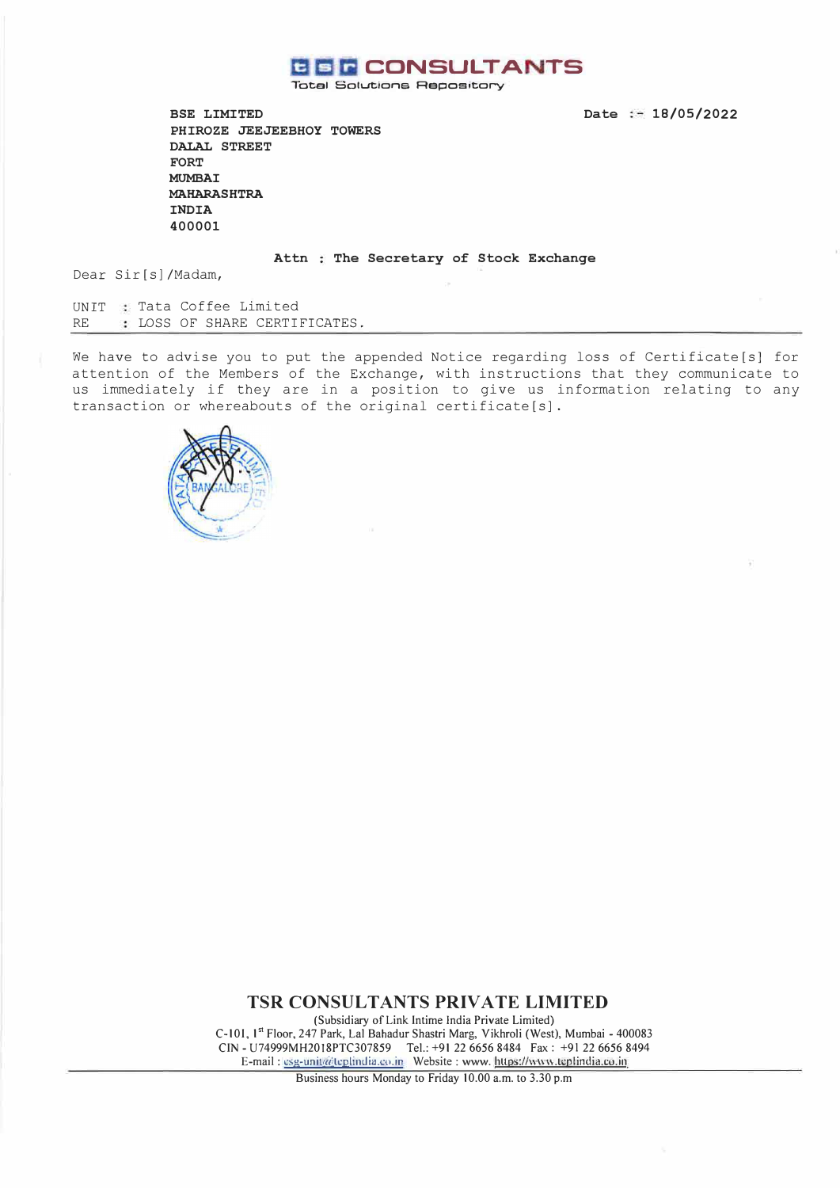# TSR CONSULTANTS

Total Solutions Repository

BSE LIMITED
PHIROZE JEEJEEBHOY TOWERS
DALAL STREET
FORT
MUMBAI
MAHARASHTRA
INDIA
400001

Date :- 18/05/2022

**Attn : The Secretary of Stock Exchange**

Dear Sir[s]/Madam,

UNIT : Tata Coffee Limited
RE : LOSS OF SHARE CERTIFICATES.

We have to advise you to put the appended Notice regarding loss of Certificate[s] for attention of the Members of the Exchange, with instructions that they communicate to us immediately if they are in a position to give us information relating to any transaction or whereabouts of the original certificate[s].

TATA COFFEE LIMITED BANGALORE

**TSR CONSULTANTS PRIVATE LIMITED**

(Subsidiary of Link Intime India Private Limited)
C-101, 1st Floor, 247 Park, Lal Bahadur Shastri Marg, Vikhroli (West), Mumbai - 400083
CIN - U74999MH2018PTC307859 Tel.: +91 22 6656 8484 Fax : +91 22 6656 8494
E-mail : csg-unit@tcplindia.co.in Website : www. https://www.tcplindia.co.in

Business hours Monday to Friday 10.00 a.m. to 3.30 p.m